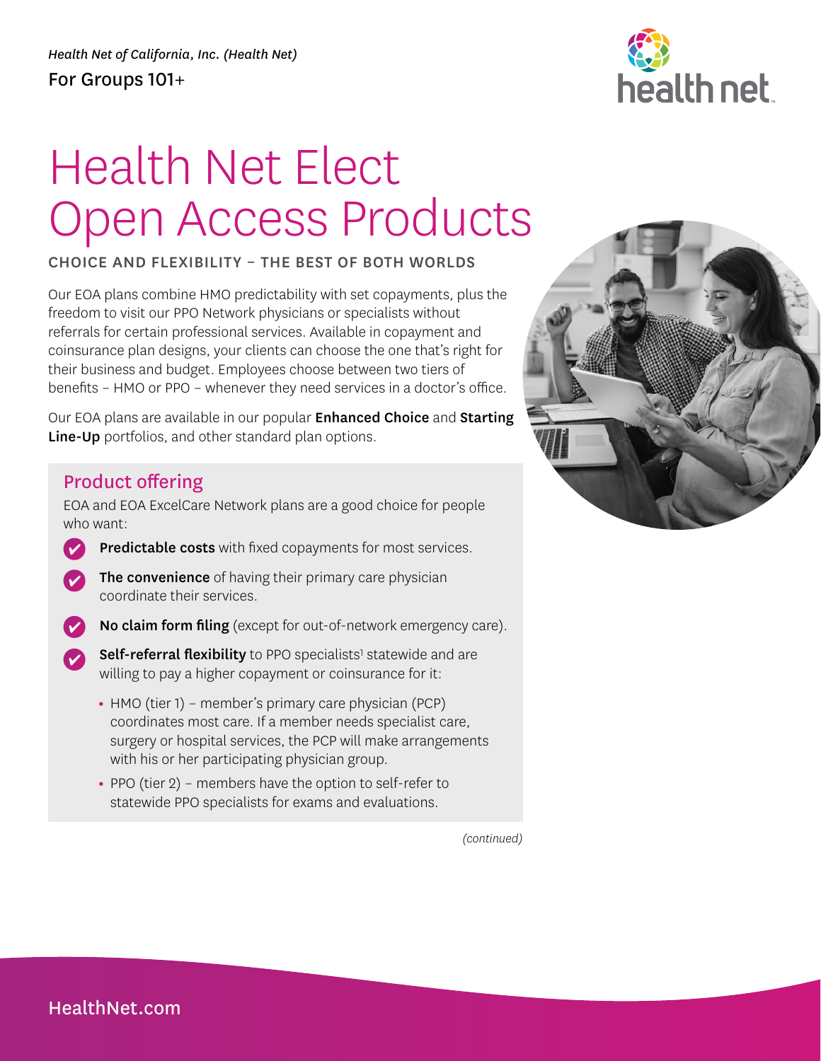*Health Net of California, Inc. (Health Net)*

For Groups 101+

# Health Net Elect Open Access Products

## CHOICE AND FLEXIBILITY – THE BEST OF BOTH WORLDS

Our EOA plans combine HMO predictability with set copayments, plus the freedom to visit our PPO Network physicians or specialists without referrals for certain professional services. Available in copayment and coinsurance plan designs, your clients can choose the one that's right for their business and budget. Employees choose between two tiers of benefits – HMO or PPO – whenever they need services in a doctor's office.

Our EOA plans are available in our popular **Enhanced Choice** and **Starting Line-Up** portfolios, and other standard plan options.

### Product offering

EOA and EOA ExcelCare Network plans are a good choice for people who want:

- **Predictable costs** with fixed copayments for most services.
- **The convenience** of having their primary care physician coordinate their services.
- **No claim form filing** (except for out-of-network emergency care).
- **Self-referral flexibility** to PPO specialists[1] statewide and are willing to pay a higher copayment or coinsurance for it:
  - HMO (tier 1) – member's primary care physician (PCP) coordinates most care. If a member needs specialist care, surgery or hospital services, the PCP will make arrangements with his or her participating physician group.
  - PPO (tier 2) – members have the option to self-refer to statewide PPO specialists for exams and evaluations.

*(continued)*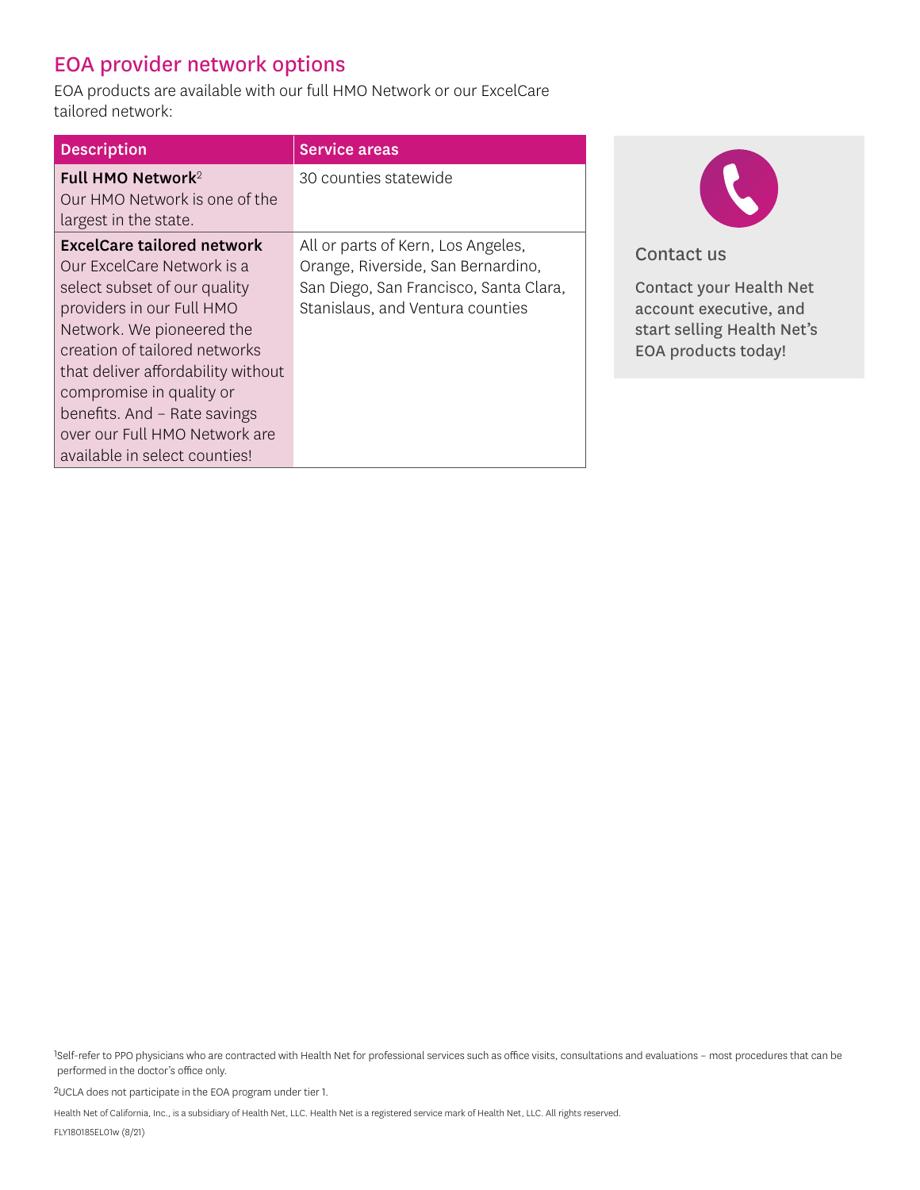## EOA provider network options

EOA products are available with our full HMO Network or our ExcelCare tailored network:

| Description | Service areas |
|---|---|
| **Full HMO Network**[2] Our HMO Network is one of the largest in the state. | 30 counties statewide |
| **ExcelCare tailored network** Our ExcelCare Network is a select subset of our quality providers in our Full HMO Network. We pioneered the creation of tailored networks that deliver affordability without compromise in quality or benefits. And – Rate savings over our Full HMO Network are available in select counties! | All or parts of Kern, Los Angeles, Orange, Riverside, San Bernardino, San Diego, San Francisco, Santa Clara, Stanislaus, and Ventura counties |

### Contact us

Contact your Health Net account executive, and start selling Health Net's EOA products today!

[1]Self-refer to PPO physicians who are contracted with Health Net for professional services such as office visits, consultations and evaluations – most procedures that can be performed in the doctor's office only.

[2]UCLA does not participate in the EOA program under tier 1.

Health Net of California, Inc., is a subsidiary of Health Net, LLC. Health Net is a registered service mark of Health Net, LLC. All rights reserved.

FLY180185EL01w (8/21)